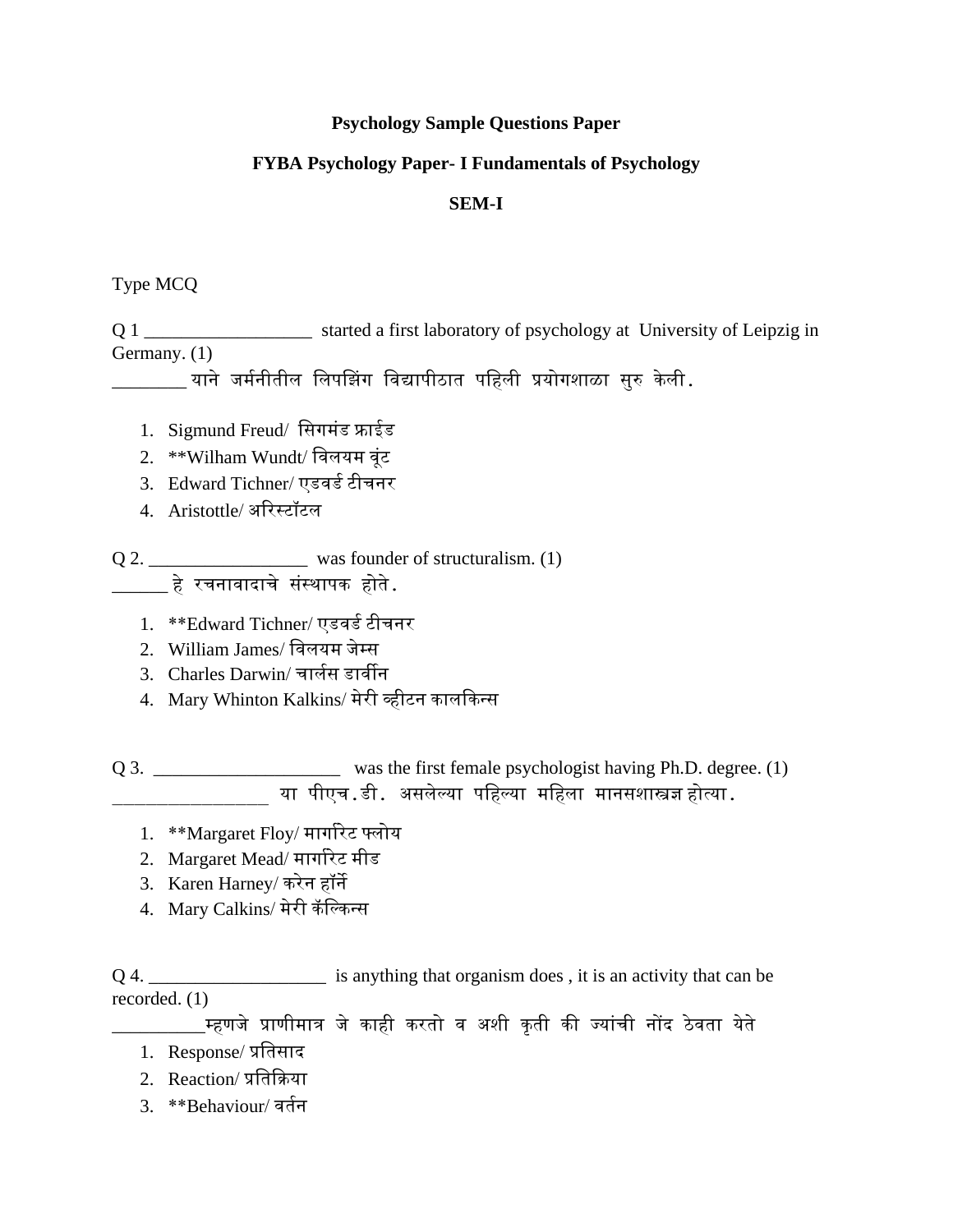**Psychology Sample Questions Paper**

**FYBA Psychology Paper- I Fundamentals of Psychology**

**SEM-I**

Type MCQ

Q 1 __________________ started a first laboratory of psychology at University of Leipzig in Germany. (1)
________ याने जर्मनीतील लिपझिंग विद्यापीठात पहिली प्रयोगशाळा सुरु केली.

1. Sigmund Freud/ सिगमंड फ्राईड
2. **Wilham Wundt/ विलयम वूंट
3. Edward Tichner/ एडवर्ड टीचनर
4. Aristottle/ अरिस्टॉटल

Q 2. _________________ was founder of structuralism. (1)
______ हे रचनावादाचे संस्थापक होते.

1. **Edward Tichner/ एडवर्ड टीचनर
2. William James/ विलयम जेम्स
3. Charles Darwin/ चार्लस डार्वीन
4. Mary Whinton Kalkins/ मेरी व्हीटन कालकिन्स

Q 3. ____________________ was the first female psychologist having Ph.D. degree. (1)
________________ या पीएच.डी. असलेल्या पहिल्या महिला मानसशास्त्रज्ञ होत्या.

1. **Margaret Floy/ मार्गारिट फ्लोय
2. Margaret Mead/ मार्गारिट मीड
3. Karen Harney/ करेन हॉर्ने
4. Mary Calkins/ मेरी कॅल्किन्स

Q 4. ___________________ is anything that organism does , it is an activity that can be recorded. (1)
_________म्हणजे प्राणीमात्र जे काही करतो व अशी कृती की ज्यांची नोंद ठेवता येते

1. Response/ प्रतिसाद
2. Reaction/ प्रतिक्रिया
3. **Behaviour/ वर्तन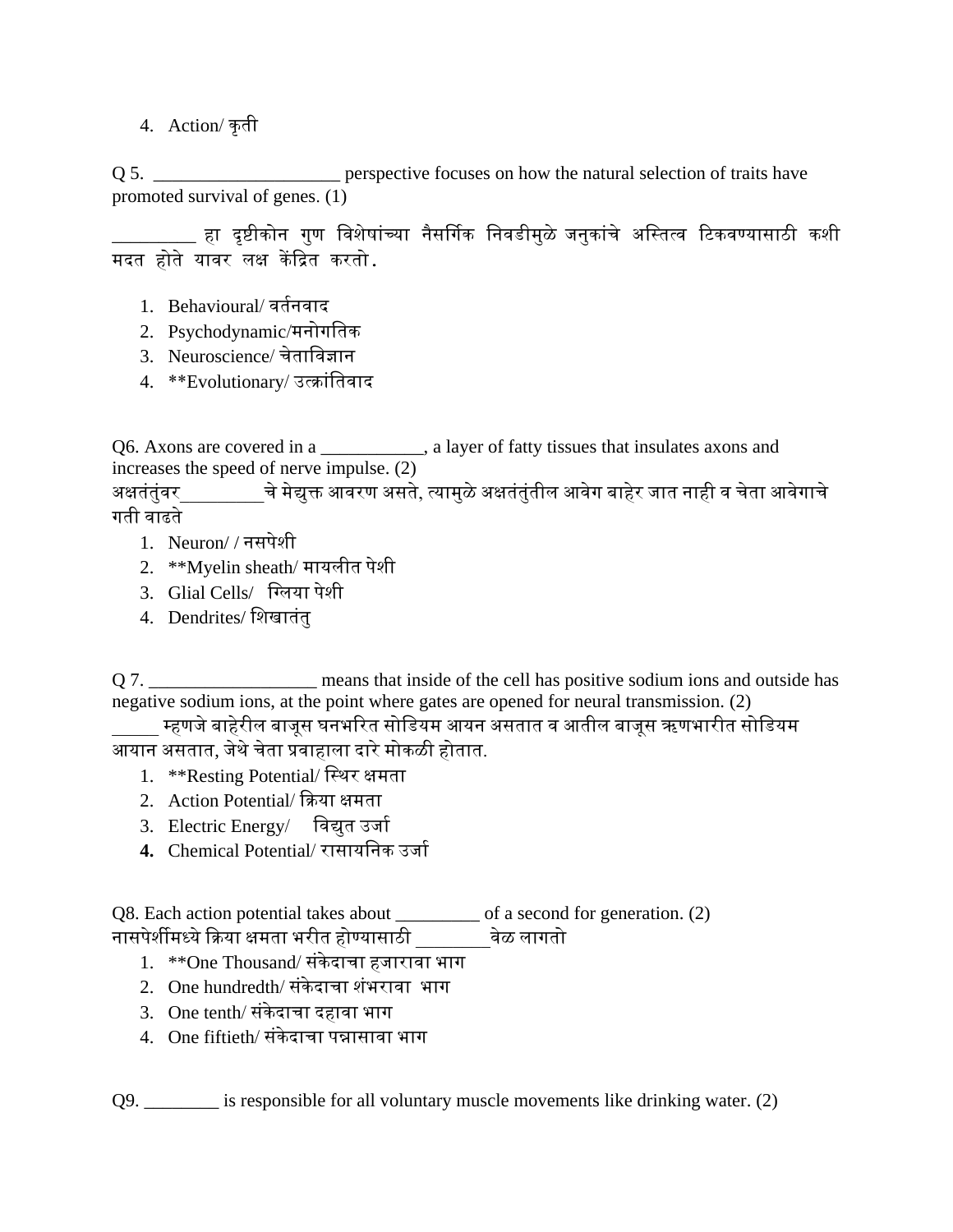4. Action/ कृती

Q 5. ____________________ perspective focuses on how the natural selection of traits have promoted survival of genes. (1)

_________ हा दृष्टीकोन गुण विशेषांच्या नैसर्गिक निवडीमुळे जनुकांचे अस्तित्व टिकवण्यासाठी कशी मदत होते यावर लक्ष केंद्रित करतो.

1. Behavioural/ वर्तनवाद
2. Psychodynamic/मनोगतिक
3. Neuroscience/ चेताविज्ञान
4. **Evolutionary/ उत्क्रांतिवाद

Q6. Axons are covered in a ___________, a layer of fatty tissues that insulates axons and increases the speed of nerve impulse. (2)
अक्षतंतुंवर_________चे मेद्युक्त आवरण असते, त्यामुळे अक्षतंतुंतील आवेग बाहेर जात नाही व चेता आवेगाचे गती वाढते

1. Neuron/ / नसपेशी
2. **Myelin sheath/ मायलीत पेशी
3. Glial Cells/ ग्लिया पेशी
4. Dendrites/ शिखातंतु

Q 7. __________________ means that inside of the cell has positive sodium ions and outside has negative sodium ions, at the point where gates are opened for neural transmission. (2)
_____ म्हणजे बाहेरील बाजूस घनभरित सोडियम आयन असतात व आतील बाजूस ऋणभारीत सोडियम आयान असतात, जेथे चेता प्रवाहाला दारे मोकळी होतात.

1. **Resting Potential/ स्थिर क्षमता
2. Action Potential/ क्रिया क्षमता
3. Electric Energy/ विद्युत उर्जा
4. Chemical Potential/ रासायनिक उर्जा

Q8. Each action potential takes about _________ of a second for generation. (2)
नासपेर्शीमध्ये क्रिया क्षमता भरीत होण्यासाठी ________वेळ लागतो

1. **One Thousand/ संकेदाचा हजारावा भाग
2. One hundredth/ संकेदाचा शंभरावा भाग
3. One tenth/ संकेदाचा दहावा भाग
4. One fiftieth/ संकेदाचा पन्नासावा भाग

Q9. ________ is responsible for all voluntary muscle movements like drinking water. (2)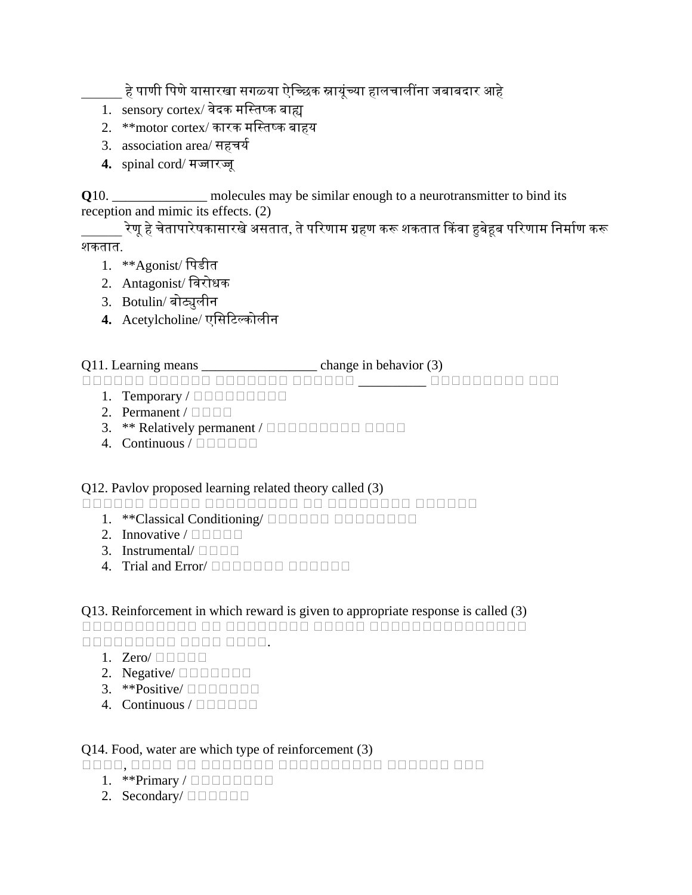______ हे पाणी पिणे यासारखा सगळया ऐच्छिक स्नायूंच्या हालचालींना जबाबदार आहे

1. sensory cortex/ वेदक मस्तिष्क बाह्य
2. **motor cortex/ कारक मस्तिष्क बाह्य
3. association area/ सहचर्य
4. spinal cord/ मज्जारज्जू

**Q**10. ______________ molecules may be similar enough to a neurotransmitter to bind its reception and mimic its effects. (2)

______ रेणू हे चेतापारेषकासारखे असतात, ते परिणाम ग्रहण करू शकतात किंवा हुबेहूब परिणाम निर्माण करू शकतात.

1. **Agonist/ पिडीत
2. Antagonist/ विरोधक
3. Botulin/ बोट्युलीन
4. Acetylcholine/ एसिटिल्कोलीन

Q11. Learning means _________________ change in behavior (3)

□□□□□□□ □□□□□□□ □□□□□□□□ □□□□□□□ __________ □□□□□□□□□□ □□□

1. Temporary / □□□□□□□□□□
2. Permanent / □□□□
3. ** Relatively permanent / □□□□□□□□□□ □□□□
4. Continuous / □□□□□□□

Q12. Pavlov proposed learning related theory called (3)

□□□□□□□ □□□□□□ □□□□□□□□□□□ □□ □□□□□□□□□ □□□□□□□

1. **Classical Conditioning/ □□□□□□□ □□□□□□□□□□
2. Innovative / □□□□□□
3. Instrumental/ □□□□
4. Trial and Error/ □□□□□□□□ □□□□□□□

Q13. Reinforcement in which reward is given to appropriate response is called (3)

□□□□□□□□□□□□ □□ □□□□□□□□□ □□□□□□ □□□□□□□□□□□□□□□□□ □□□□□□□□□□ □□□□□ □□□□□.

1. Zero/ □□□□□□
2. Negative/ □□□□□□□□
3. **Positive/ □□□□□□□□
4. Continuous / □□□□□□□

Q14. Food, water are which type of reinforcement (3)

□□□□□, □□□□□ □□ □□□□□□□□ □□□□□□□□□□□□ □□□□□□□ □□□

1. **Primary / □□□□□□□□□□
2. Secondary/ □□□□□□□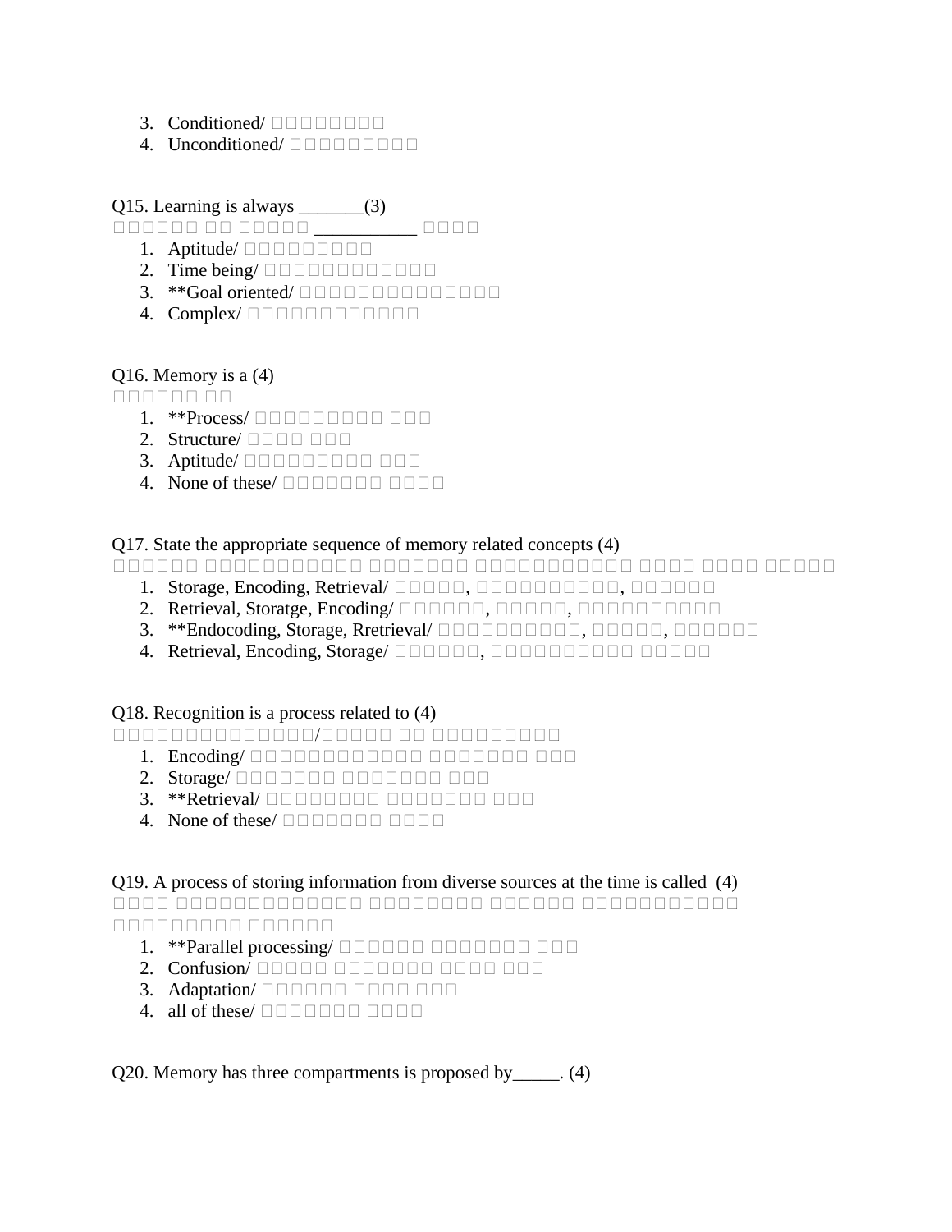3. Conditioned/
4. Unconditioned/

Q15. Learning is always _______(3)

1. Aptitude/
2. Time being/
3. **Goal oriented/
4. Complex/

Q16. Memory is a (4)

1. **Process/
2. Structure/
3. Aptitude/
4. None of these/

Q17. State the appropriate sequence of memory related concepts (4)

1. Storage, Encoding, Retrieval/
2. Retrieval, Storatge, Encoding/
3. **Endocoding, Storage, Rretrieval/
4. Retrieval, Encoding, Storage/

Q18. Recognition is a process related to (4)

1. Encoding/
2. Storage/
3. **Retrieval/
4. None of these/

Q19. A process of storing information from diverse sources at the time is called (4)

1. **Parallel processing/
2. Confusion/
3. Adaptation/
4. all of these/

Q20. Memory has three compartments is proposed by_____. (4)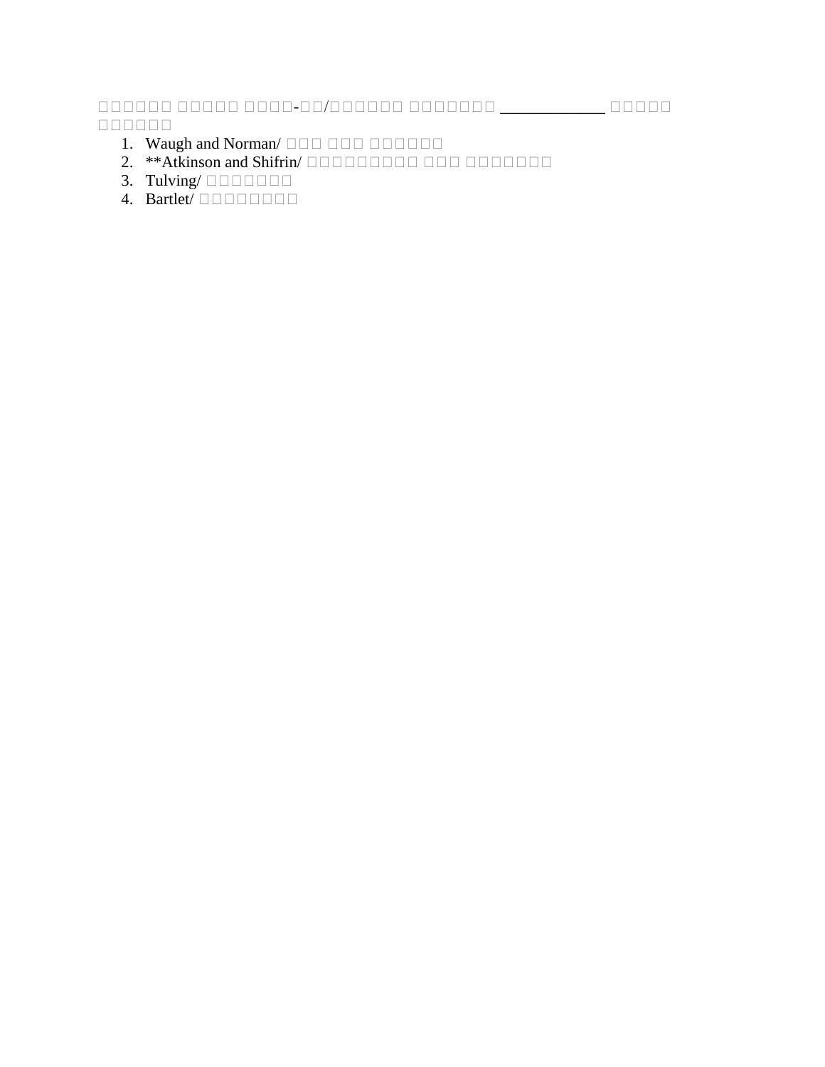□□□□□□□ □□□□□□ □□□□-□□/□□□□□□□ □□□□□□□□□ ____________ □□□□□□ □□□□□□□

1. Waugh and Norman/□□□ □□□ □□□□□□□
2. **Atkinson and Shifrin/□□□□□□□□□ □□□ □□□□□□□□□
3. Tulving/□□□□□□□□
4. Bartlet/□□□□□□□□□